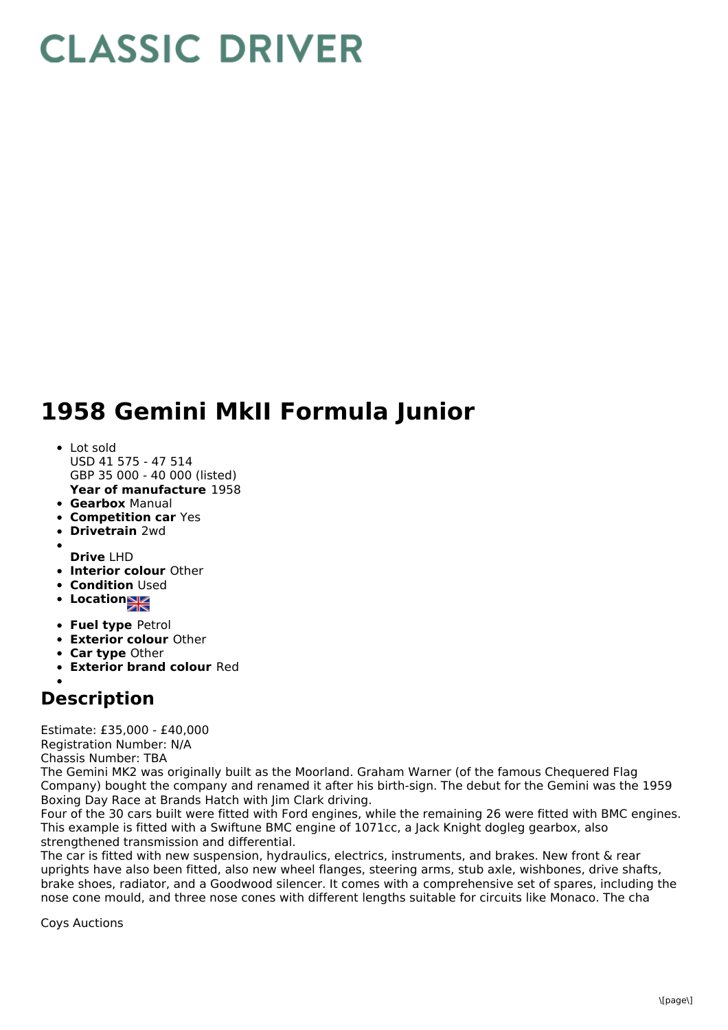# CLASSIC DRIVER

# 1958 Gemini MkII Formula Junior

- Lot sold
  USD 41 575 - 47 514
  GBP 35 000 - 40 000 (listed)
  **Year of manufacture** 1958
- **Gearbox** Manual
- **Competition car** Yes
- **Drivetrain** 2wd
- 
  **Drive** LHD
- **Interior colour** Other
- **Condition** Used
- **Location**
- **Fuel type** Petrol
- **Exterior colour** Other
- **Car type** Other
- **Exterior brand colour** Red
- 

## Description

Estimate: £35,000 - £40,000
Registration Number: N/A
Chassis Number: TBA
The Gemini MK2 was originally built as the Moorland. Graham Warner (of the famous Chequered Flag Company) bought the company and renamed it after his birth-sign. The debut for the Gemini was the 1959 Boxing Day Race at Brands Hatch with Jim Clark driving.
Four of the 30 cars built were fitted with Ford engines, while the remaining 26 were fitted with BMC engines. This example is fitted with a Swiftune BMC engine of 1071cc, a Jack Knight dogleg gearbox, also strengthened transmission and differential.
The car is fitted with new suspension, hydraulics, electrics, instruments, and brakes. New front & rear uprights have also been fitted, also new wheel flanges, steering arms, stub axle, wishbones, drive shafts, brake shoes, radiator, and a Goodwood silencer. It comes with a comprehensive set of spares, including the nose cone mould, and three nose cones with different lengths suitable for circuits like Monaco. The cha

Coys Auctions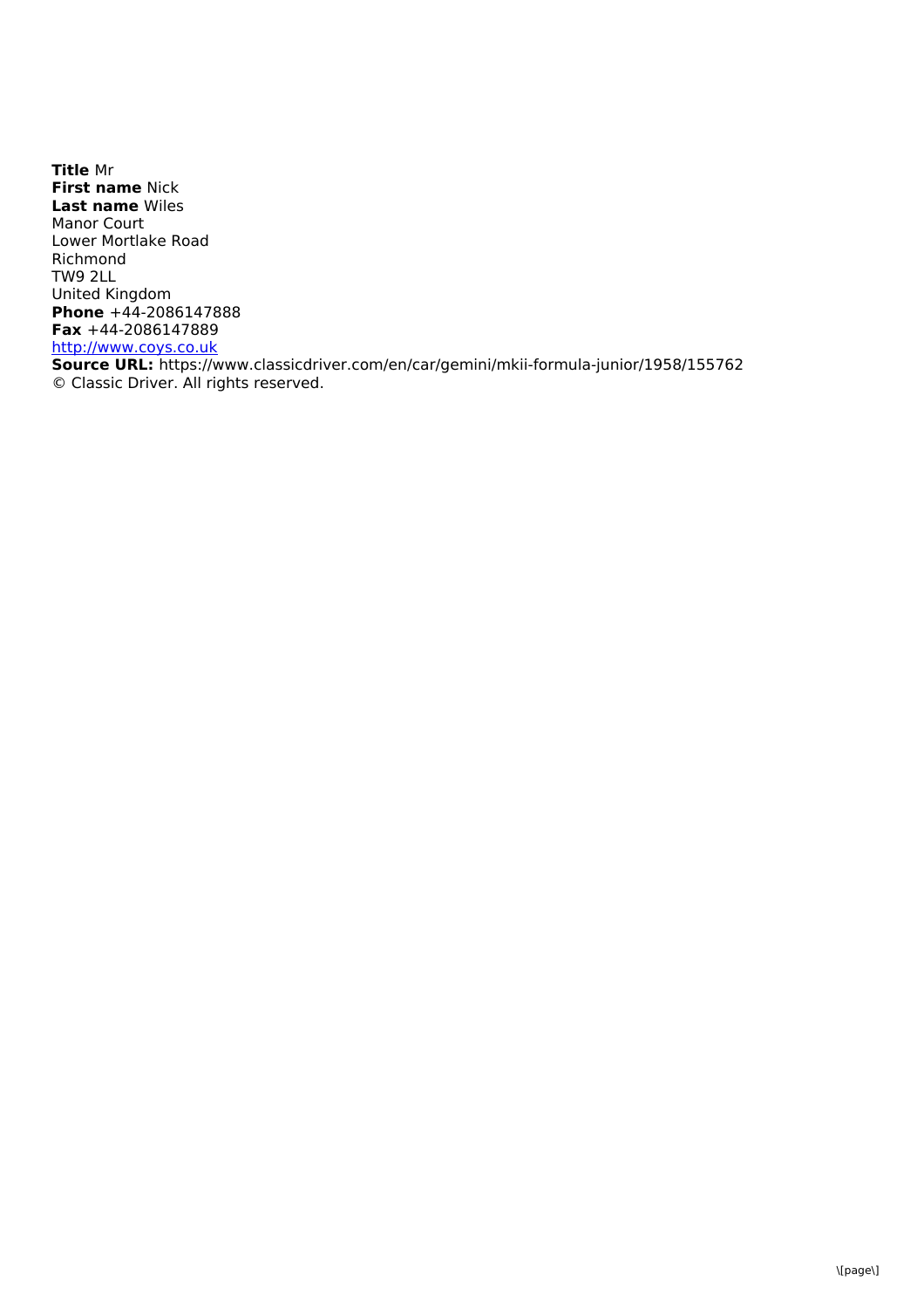**Title** Mr
**First name** Nick
**Last name** Wiles
Manor Court
Lower Mortlake Road
Richmond
TW9 2LL
United Kingdom
**Phone** +44-2086147888
**Fax** +44-2086147889
[http://www.coys.co.uk](http://www.coys.co.uk)
**Source URL:** https://www.classicdriver.com/en/car/gemini/mkii-formula-junior/1958/155762
© Classic Driver. All rights reserved.